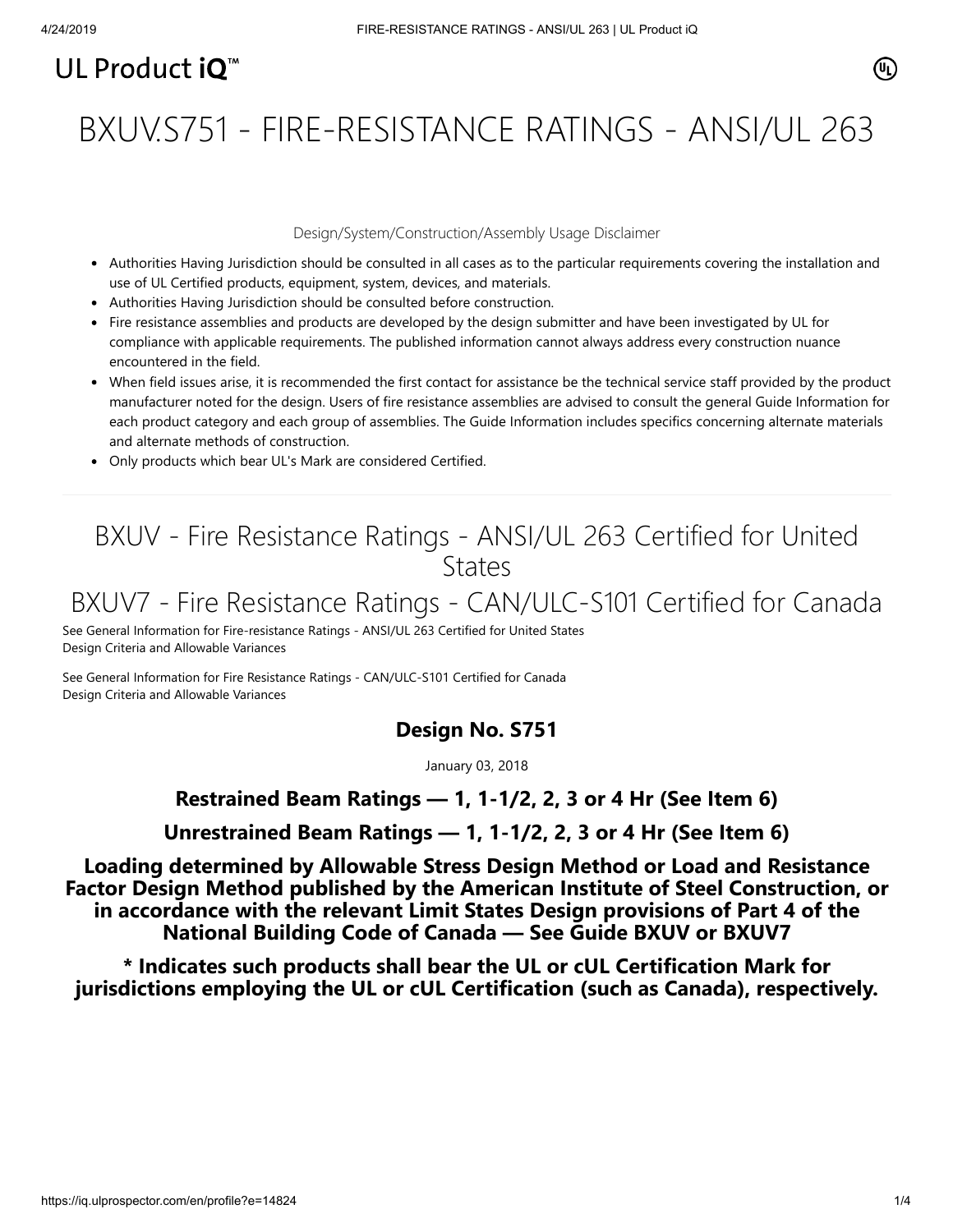UL Product iQ™

# BXUV.S751 - FIRE-RESISTANCE RATINGS - ANSI/UL 263

Design/System/Construction/Assembly Usage Disclaimer

- Authorities Having Jurisdiction should be consulted in all cases as to the particular requirements covering the installation and use of UL Certified products, equipment, system, devices, and materials.
- Authorities Having Jurisdiction should be consulted before construction.
- Fire resistance assemblies and products are developed by the design submitter and have been investigated by UL for compliance with applicable requirements. The published information cannot always address every construction nuance encountered in the field.
- When field issues arise, it is recommended the first contact for assistance be the technical service staff provided by the product manufacturer noted for the design. Users of fire resistance assemblies are advised to consult the general Guide Information for each product category and each group of assemblies. The Guide Information includes specifics concerning alternate materials and alternate methods of construction.
- Only products which bear UL's Mark are considered Certified.

---

## BXUV - Fire Resistance Ratings - ANSI/UL 263 Certified for United States

## BXUV7 - Fire Resistance Ratings - CAN/ULC-S101 Certified for Canada

See General Information for Fire-resistance Ratings - ANSI/UL 263 Certified for United States
Design Criteria and Allowable Variances

See General Information for Fire Resistance Ratings - CAN/ULC-S101 Certified for Canada
Design Criteria and Allowable Variances

### Design No. S751

January 03, 2018

### Restrained Beam Ratings — 1, 1-1/2, 2, 3 or 4 Hr (See Item 6)

### Unrestrained Beam Ratings — 1, 1-1/2, 2, 3 or 4 Hr (See Item 6)

### Loading determined by Allowable Stress Design Method or Load and Resistance Factor Design Method published by the American Institute of Steel Construction, or in accordance with the relevant Limit States Design provisions of Part 4 of the National Building Code of Canada — See Guide BXUV or BXUV7

### * Indicates such products shall bear the UL or cUL Certification Mark for jurisdictions employing the UL or cUL Certification (such as Canada), respectively.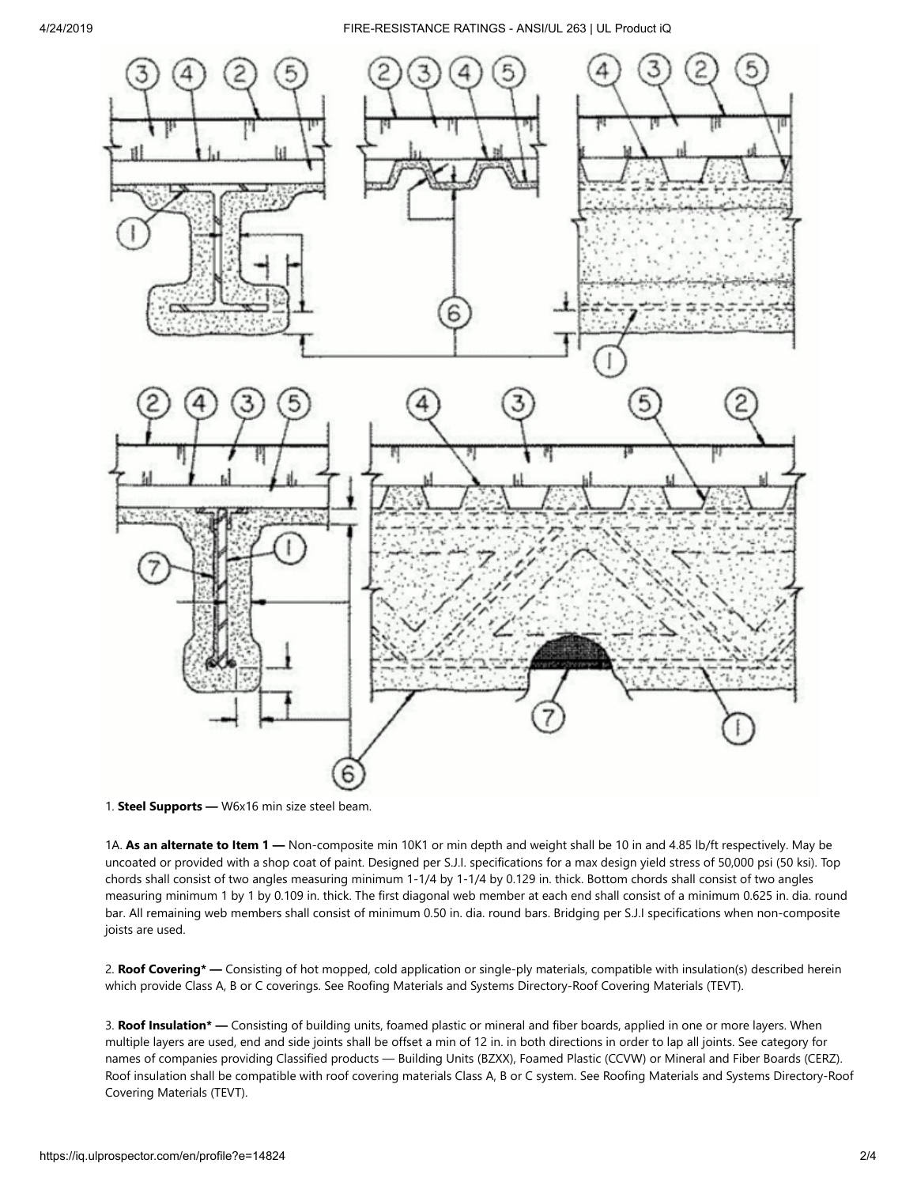1. **Steel Supports —** W6x16 min size steel beam.

1A. **As an alternate to Item 1 —** Non-composite min 10K1 or min depth and weight shall be 10 in and 4.85 lb/ft respectively. May be uncoated or provided with a shop coat of paint. Designed per S.J.I. specifications for a max design yield stress of 50,000 psi (50 ksi). Top chords shall consist of two angles measuring minimum 1-1/4 by 1-1/4 by 0.129 in. thick. Bottom chords shall consist of two angles measuring minimum 1 by 1 by 0.109 in. thick. The first diagonal web member at each end shall consist of a minimum 0.625 in. dia. round bar. All remaining web members shall consist of minimum 0.50 in. dia. round bars. Bridging per S.J.I specifications when non-composite joists are used.

2. **Roof Covering* —** Consisting of hot mopped, cold application or single-ply materials, compatible with insulation(s) described herein which provide Class A, B or C coverings. See Roofing Materials and Systems Directory-Roof Covering Materials (TEVT).

3. **Roof Insulation* —** Consisting of building units, foamed plastic or mineral and fiber boards, applied in one or more layers. When multiple layers are used, end and side joints shall be offset a min of 12 in. in both directions in order to lap all joints. See category for names of companies providing Classified products — Building Units (BZXX), Foamed Plastic (CCVW) or Mineral and Fiber Boards (CERZ). Roof insulation shall be compatible with roof covering materials Class A, B or C system. See Roofing Materials and Systems Directory-Roof Covering Materials (TEVT).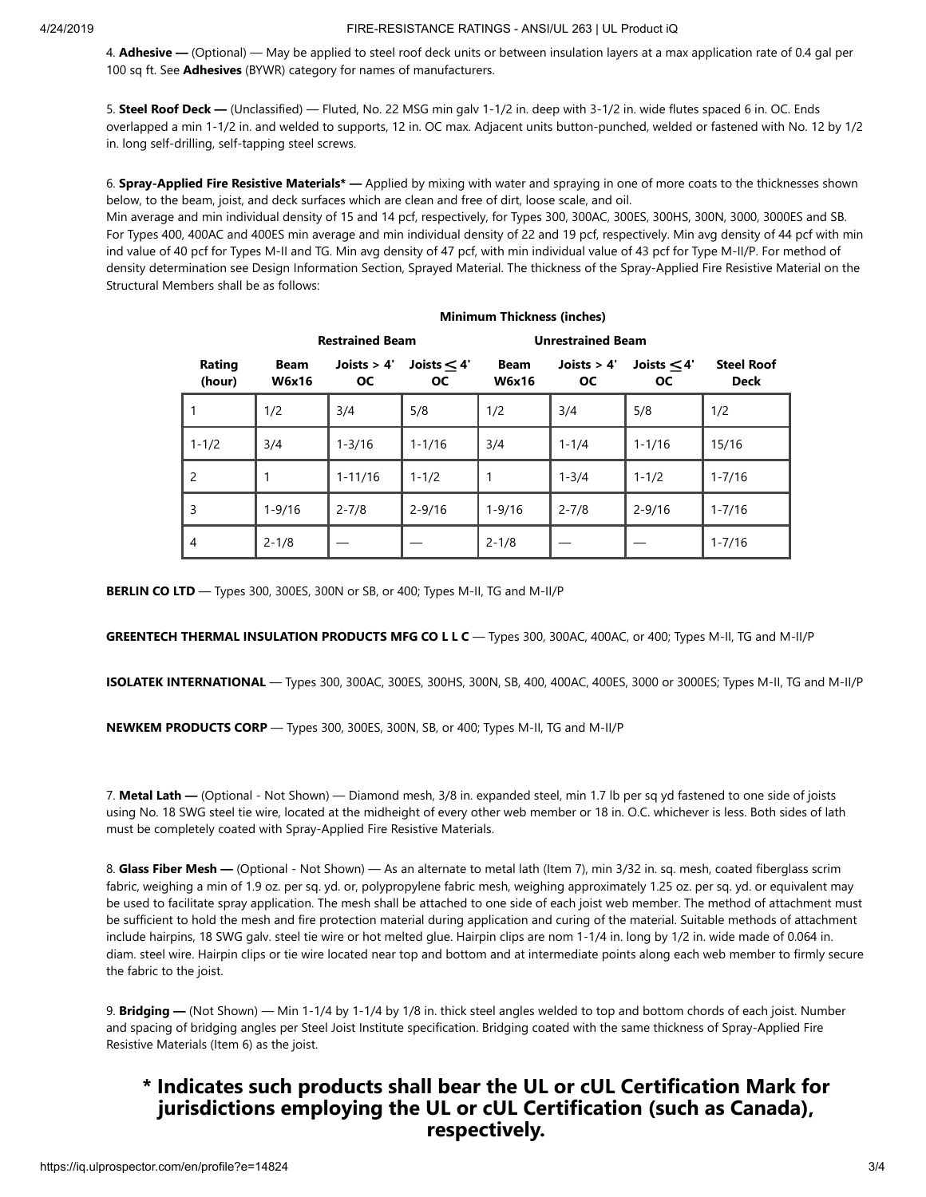4. **Adhesive —** (Optional) — May be applied to steel roof deck units or between insulation layers at a max application rate of 0.4 gal per 100 sq ft. See **Adhesives** (BYWR) category for names of manufacturers.

5. **Steel Roof Deck —** (Unclassified) — Fluted, No. 22 MSG min galv 1-1/2 in. deep with 3-1/2 in. wide flutes spaced 6 in. OC. Ends overlapped a min 1-1/2 in. and welded to supports, 12 in. OC max. Adjacent units button-punched, welded or fastened with No. 12 by 1/2 in. long self-drilling, self-tapping steel screws.

6. **Spray-Applied Fire Resistive Materials* —** Applied by mixing with water and spraying in one of more coats to the thicknesses shown below, to the beam, joist, and deck surfaces which are clean and free of dirt, loose scale, and oil.
Min average and min individual density of 15 and 14 pcf, respectively, for Types 300, 300AC, 300ES, 300HS, 300N, 3000, 3000ES and SB. For Types 400, 400AC and 400ES min average and min individual density of 22 and 19 pcf, respectively. Min avg density of 44 pcf with min ind value of 40 pcf for Types M-II and TG. Min avg density of 47 pcf, with min individual value of 43 pcf for Type M-II/P. For method of density determination see Design Information Section, Sprayed Material. The thickness of the Spray-Applied Fire Resistive Material on the Structural Members shall be as follows:

**Minimum Thickness (inches)**

| | Restrained Beam | | | Unrestrained Beam | | | |
|---|---|---|---|---|---|---|---|
| **Rating (hour)** | **Beam W6x16** | **Joists > 4' OC** | **Joists ≤ 4' OC** | **Beam W6x16** | **Joists > 4' OC** | **Joists ≤ 4' OC** | **Steel Roof Deck** |
| 1 | 1/2 | 3/4 | 5/8 | 1/2 | 3/4 | 5/8 | 1/2 |
| 1-1/2 | 3/4 | 1-3/16 | 1-1/16 | 3/4 | 1-1/4 | 1-1/16 | 15/16 |
| 2 | 1 | 1-11/16 | 1-1/2 | 1 | 1-3/4 | 1-1/2 | 1-7/16 |
| 3 | 1-9/16 | 2-7/8 | 2-9/16 | 1-9/16 | 2-7/8 | 2-9/16 | 1-7/16 |
| 4 | 2-1/8 | — | — | 2-1/8 | — | — | 1-7/16 |

**BERLIN CO LTD** — Types 300, 300ES, 300N or SB, or 400; Types M-II, TG and M-II/P

**GREENTECH THERMAL INSULATION PRODUCTS MFG CO L L C** — Types 300, 300AC, 400AC, or 400; Types M-II, TG and M-II/P

**ISOLATEK INTERNATIONAL** — Types 300, 300AC, 300ES, 300HS, 300N, SB, 400, 400AC, 400ES, 3000 or 3000ES; Types M-II, TG and M-II/P

**NEWKEM PRODUCTS CORP** — Types 300, 300ES, 300N, SB, or 400; Types M-II, TG and M-II/P

7. **Metal Lath —** (Optional - Not Shown) — Diamond mesh, 3/8 in. expanded steel, min 1.7 lb per sq yd fastened to one side of joists using No. 18 SWG steel tie wire, located at the midheight of every other web member or 18 in. O.C. whichever is less. Both sides of lath must be completely coated with Spray-Applied Fire Resistive Materials.

8. **Glass Fiber Mesh —** (Optional - Not Shown) — As an alternate to metal lath (Item 7), min 3/32 in. sq. mesh, coated fiberglass scrim fabric, weighing a min of 1.9 oz. per sq. yd. or, polypropylene fabric mesh, weighing approximately 1.25 oz. per sq. yd. or equivalent may be used to facilitate spray application. The mesh shall be attached to one side of each joist web member. The method of attachment must be sufficient to hold the mesh and fire protection material during application and curing of the material. Suitable methods of attachment include hairpins, 18 SWG galv. steel tie wire or hot melted glue. Hairpin clips are nom 1-1/4 in. long by 1/2 in. wide made of 0.064 in. diam. steel wire. Hairpin clips or tie wire located near top and bottom and at intermediate points along each web member to firmly secure the fabric to the joist.

9. **Bridging —** (Not Shown) — Min 1-1/4 by 1-1/4 by 1/8 in. thick steel angles welded to top and bottom chords of each joist. Number and spacing of bridging angles per Steel Joist Institute specification. Bridging coated with the same thickness of Spray-Applied Fire Resistive Materials (Item 6) as the joist.

## * Indicates such products shall bear the UL or cUL Certification Mark for jurisdictions employing the UL or cUL Certification (such as Canada), respectively.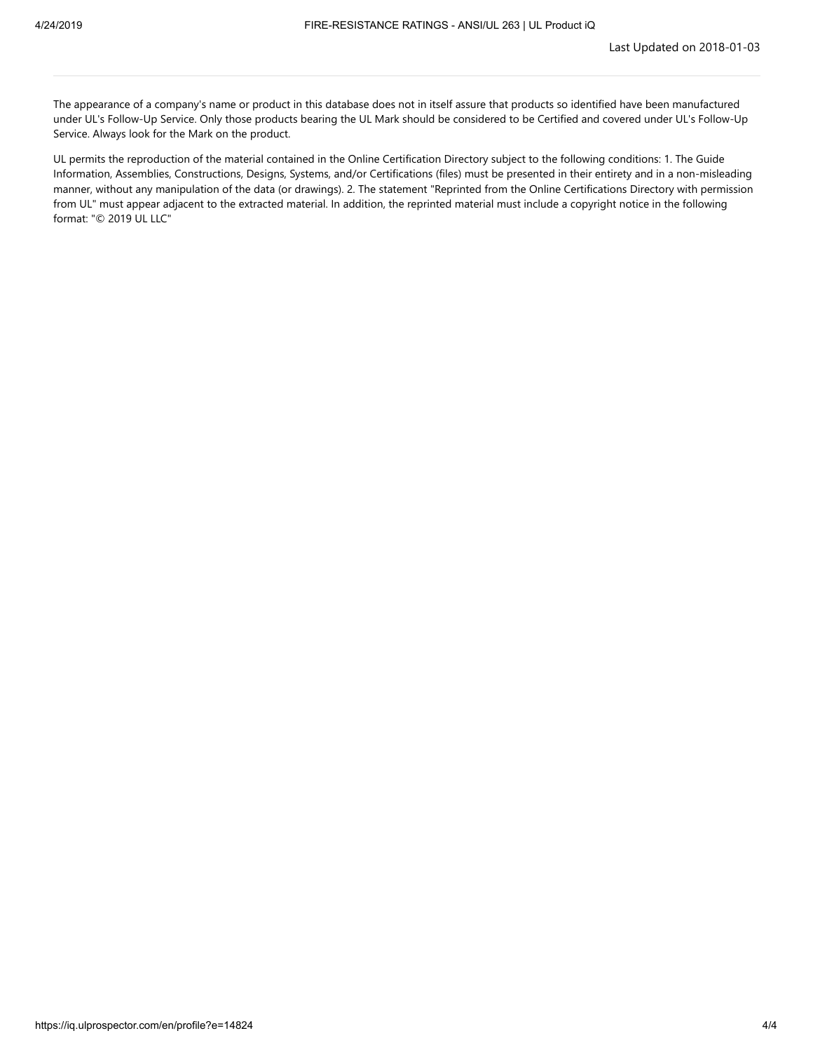Last Updated on 2018-01-03

The appearance of a company's name or product in this database does not in itself assure that products so identified have been manufactured under UL's Follow-Up Service. Only those products bearing the UL Mark should be considered to be Certified and covered under UL's Follow-Up Service. Always look for the Mark on the product.

UL permits the reproduction of the material contained in the Online Certification Directory subject to the following conditions: 1. The Guide Information, Assemblies, Constructions, Designs, Systems, and/or Certifications (files) must be presented in their entirety and in a non-misleading manner, without any manipulation of the data (or drawings). 2. The statement "Reprinted from the Online Certifications Directory with permission from UL" must appear adjacent to the extracted material. In addition, the reprinted material must include a copyright notice in the following format: "© 2019 UL LLC"